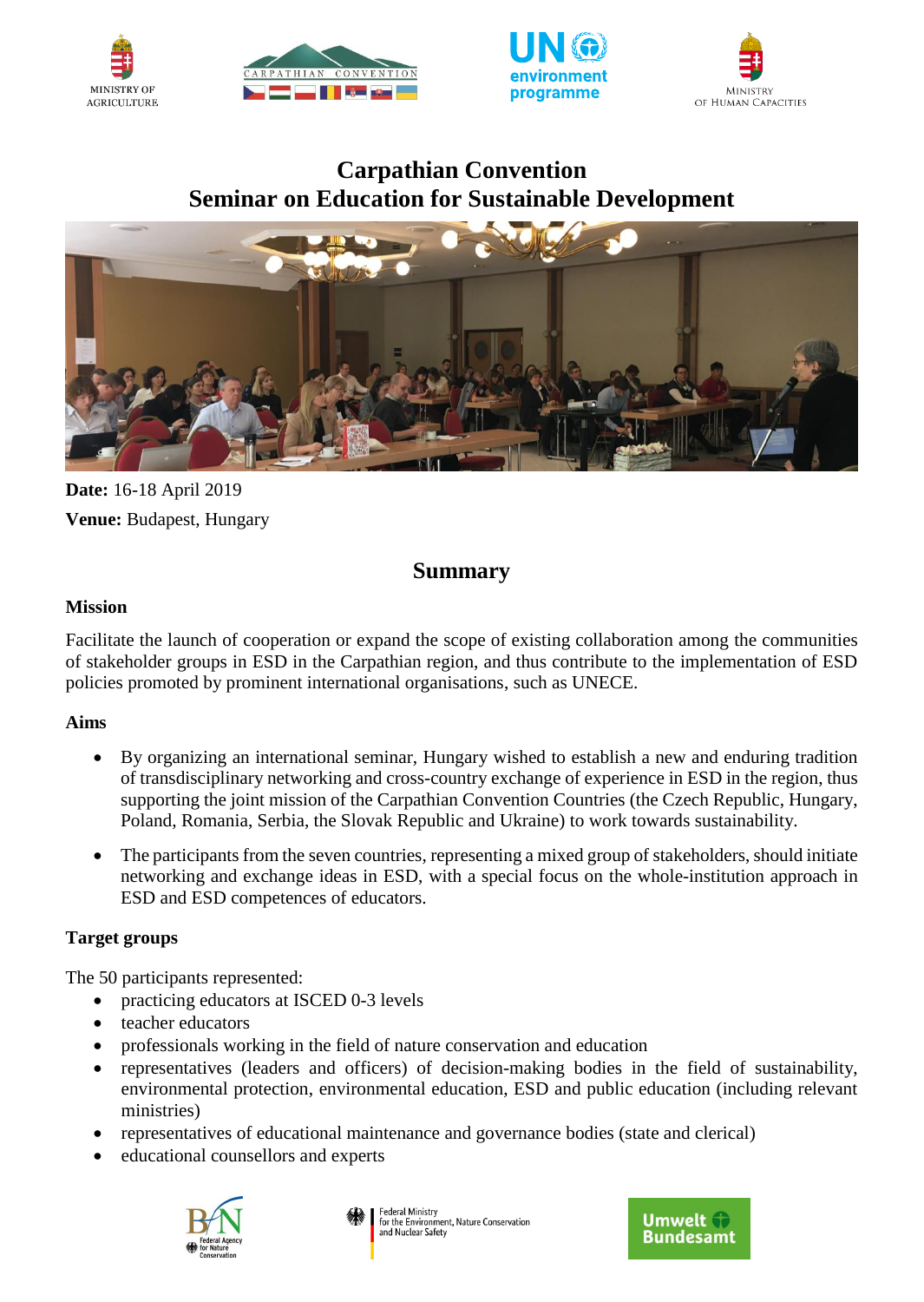# Carpathian Convention
# Seminar on Education for Sustainable Development

**Date:** 16-18 April 2019

**Venue:** Budapest, Hungary

## Summary

### Mission

Facilitate the launch of cooperation or expand the scope of existing collaboration among the communities of stakeholder groups in ESD in the Carpathian region, and thus contribute to the implementation of ESD policies promoted by prominent international organisations, such as UNECE.

### Aims

- By organizing an international seminar, Hungary wished to establish a new and enduring tradition of transdisciplinary networking and cross-country exchange of experience in ESD in the region, thus supporting the joint mission of the Carpathian Convention Countries (the Czech Republic, Hungary, Poland, Romania, Serbia, the Slovak Republic and Ukraine) to work towards sustainability.
- The participants from the seven countries, representing a mixed group of stakeholders, should initiate networking and exchange ideas in ESD, with a special focus on the whole-institution approach in ESD and ESD competences of educators.

### Target groups

The 50 participants represented:

- practicing educators at ISCED 0-3 levels
- teacher educators
- professionals working in the field of nature conservation and education
- representatives (leaders and officers) of decision-making bodies in the field of sustainability, environmental protection, environmental education, ESD and public education (including relevant ministries)
- representatives of educational maintenance and governance bodies (state and clerical)
- educational counsellors and experts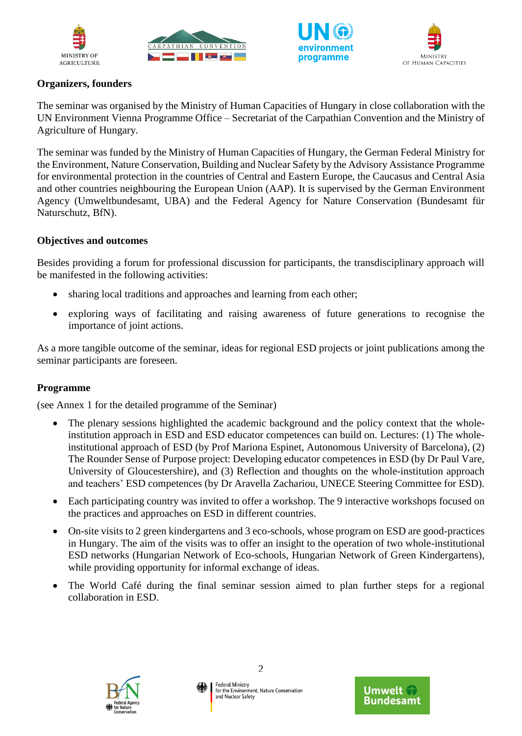### Organizers, founders

The seminar was organised by the Ministry of Human Capacities of Hungary in close collaboration with the UN Environment Vienna Programme Office – Secretariat of the Carpathian Convention and the Ministry of Agriculture of Hungary.

The seminar was funded by the Ministry of Human Capacities of Hungary, the German Federal Ministry for the Environment, Nature Conservation, Building and Nuclear Safety by the Advisory Assistance Programme for environmental protection in the countries of Central and Eastern Europe, the Caucasus and Central Asia and other countries neighbouring the European Union (AAP). It is supervised by the German Environment Agency (Umweltbundesamt, UBA) and the Federal Agency for Nature Conservation (Bundesamt für Naturschutz, BfN).

### Objectives and outcomes

Besides providing a forum for professional discussion for participants, the transdisciplinary approach will be manifested in the following activities:

- sharing local traditions and approaches and learning from each other;
- exploring ways of facilitating and raising awareness of future generations to recognise the importance of joint actions.

As a more tangible outcome of the seminar, ideas for regional ESD projects or joint publications among the seminar participants are foreseen.

### Programme

(see Annex 1 for the detailed programme of the Seminar)

- The plenary sessions highlighted the academic background and the policy context that the whole-institution approach in ESD and ESD educator competences can build on. Lectures: (1) The whole-institutional approach of ESD (by Prof Mariona Espinet, Autonomous University of Barcelona), (2) The Rounder Sense of Purpose project: Developing educator competences in ESD (by Dr Paul Vare, University of Gloucestershire), and (3) Reflection and thoughts on the whole-institution approach and teachers' ESD competences (by Dr Aravella Zachariou, UNECE Steering Committee for ESD).
- Each participating country was invited to offer a workshop. The 9 interactive workshops focused on the practices and approaches on ESD in different countries.
- On-site visits to 2 green kindergartens and 3 eco-schools, whose program on ESD are good-practices in Hungary. The aim of the visits was to offer an insight to the operation of two whole-institutional ESD networks (Hungarian Network of Eco-schools, Hungarian Network of Green Kindergartens), while providing opportunity for informal exchange of ideas.
- The World Café during the final seminar session aimed to plan further steps for a regional collaboration in ESD.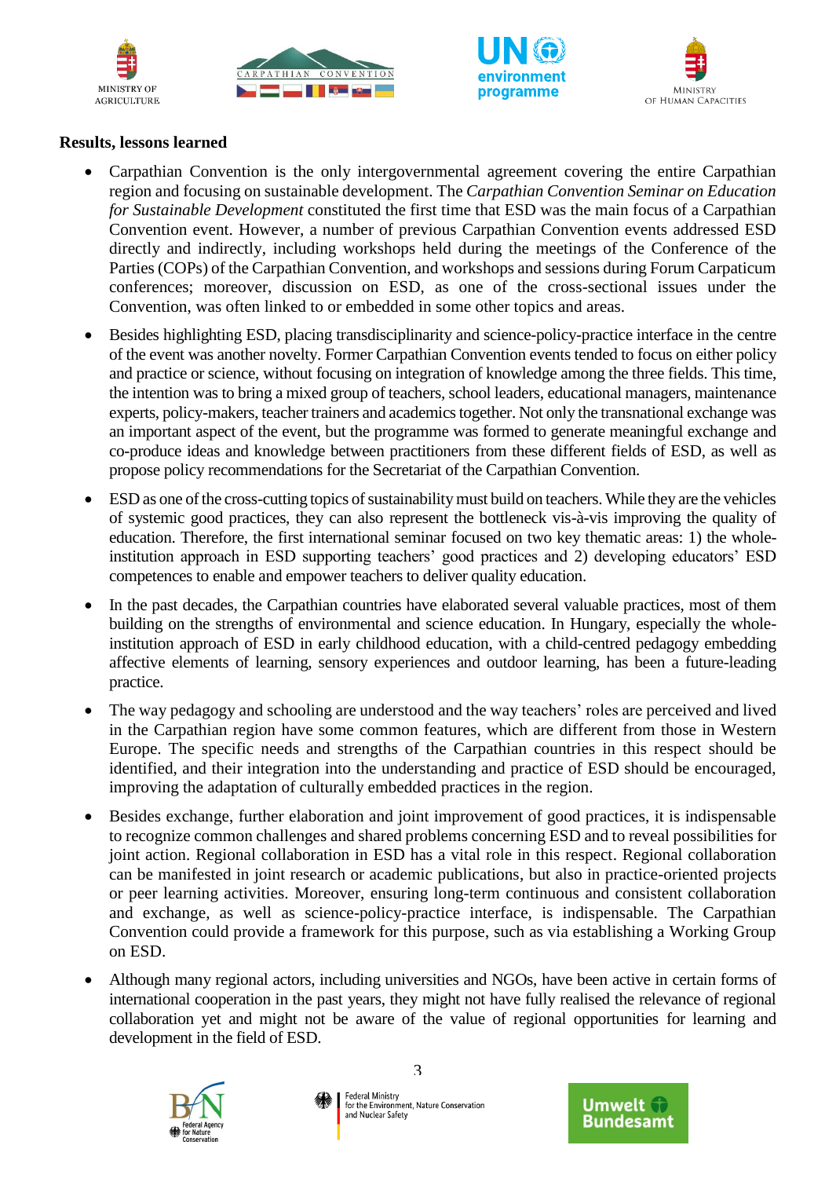**Results, lessons learned**

- Carpathian Convention is the only intergovernmental agreement covering the entire Carpathian region and focusing on sustainable development. The *Carpathian Convention Seminar on Education for Sustainable Development* constituted the first time that ESD was the main focus of a Carpathian Convention event. However, a number of previous Carpathian Convention events addressed ESD directly and indirectly, including workshops held during the meetings of the Conference of the Parties (COPs) of the Carpathian Convention, and workshops and sessions during Forum Carpaticum conferences; moreover, discussion on ESD, as one of the cross-sectional issues under the Convention, was often linked to or embedded in some other topics and areas.
- Besides highlighting ESD, placing transdisciplinarity and science-policy-practice interface in the centre of the event was another novelty. Former Carpathian Convention events tended to focus on either policy and practice or science, without focusing on integration of knowledge among the three fields. This time, the intention was to bring a mixed group of teachers, school leaders, educational managers, maintenance experts, policy-makers, teacher trainers and academics together. Not only the transnational exchange was an important aspect of the event, but the programme was formed to generate meaningful exchange and co-produce ideas and knowledge between practitioners from these different fields of ESD, as well as propose policy recommendations for the Secretariat of the Carpathian Convention.
- ESD as one of the cross-cutting topics of sustainability must build on teachers. While they are the vehicles of systemic good practices, they can also represent the bottleneck vis-à-vis improving the quality of education. Therefore, the first international seminar focused on two key thematic areas: 1) the whole-institution approach in ESD supporting teachers' good practices and 2) developing educators' ESD competences to enable and empower teachers to deliver quality education.
- In the past decades, the Carpathian countries have elaborated several valuable practices, most of them building on the strengths of environmental and science education. In Hungary, especially the whole-institution approach of ESD in early childhood education, with a child-centred pedagogy embedding affective elements of learning, sensory experiences and outdoor learning, has been a future-leading practice.
- The way pedagogy and schooling are understood and the way teachers' roles are perceived and lived in the Carpathian region have some common features, which are different from those in Western Europe. The specific needs and strengths of the Carpathian countries in this respect should be identified, and their integration into the understanding and practice of ESD should be encouraged, improving the adaptation of culturally embedded practices in the region.
- Besides exchange, further elaboration and joint improvement of good practices, it is indispensable to recognize common challenges and shared problems concerning ESD and to reveal possibilities for joint action. Regional collaboration in ESD has a vital role in this respect. Regional collaboration can be manifested in joint research or academic publications, but also in practice-oriented projects or peer learning activities. Moreover, ensuring long-term continuous and consistent collaboration and exchange, as well as science-policy-practice interface, is indispensable. The Carpathian Convention could provide a framework for this purpose, such as via establishing a Working Group on ESD.
- Although many regional actors, including universities and NGOs, have been active in certain forms of international cooperation in the past years, they might not have fully realised the relevance of regional collaboration yet and might not be aware of the value of regional opportunities for learning and development in the field of ESD.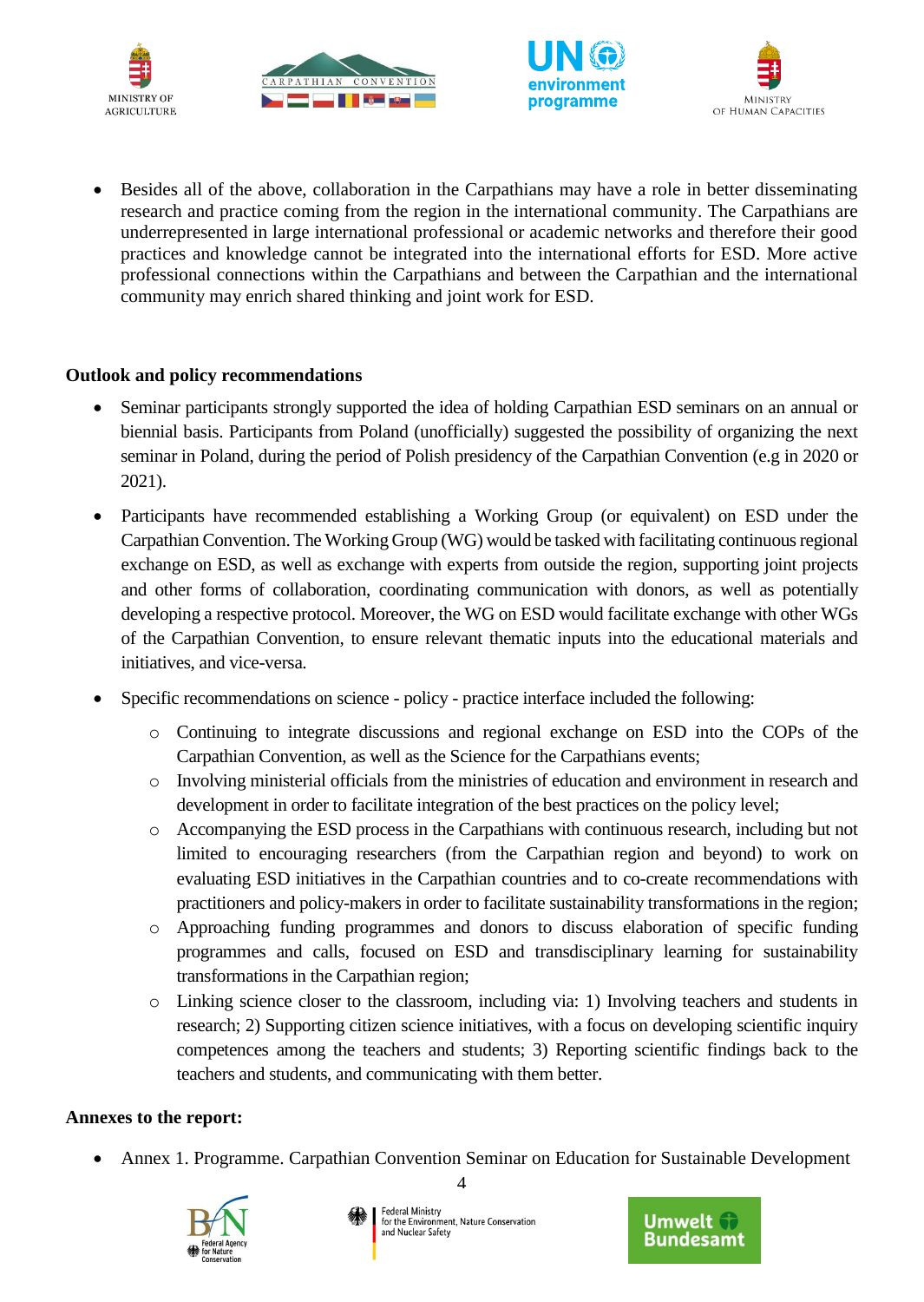- Besides all of the above, collaboration in the Carpathians may have a role in better disseminating research and practice coming from the region in the international community. The Carpathians are underrepresented in large international professional or academic networks and therefore their good practices and knowledge cannot be integrated into the international efforts for ESD. More active professional connections within the Carpathians and between the Carpathian and the international community may enrich shared thinking and joint work for ESD.

**Outlook and policy recommendations**

- Seminar participants strongly supported the idea of holding Carpathian ESD seminars on an annual or biennial basis. Participants from Poland (unofficially) suggested the possibility of organizing the next seminar in Poland, during the period of Polish presidency of the Carpathian Convention (e.g in 2020 or 2021).
- Participants have recommended establishing a Working Group (or equivalent) on ESD under the Carpathian Convention. The Working Group (WG) would be tasked with facilitating continuous regional exchange on ESD, as well as exchange with experts from outside the region, supporting joint projects and other forms of collaboration, coordinating communication with donors, as well as potentially developing a respective protocol. Moreover, the WG on ESD would facilitate exchange with other WGs of the Carpathian Convention, to ensure relevant thematic inputs into the educational materials and initiatives, and vice-versa.
- Specific recommendations on science - policy - practice interface included the following:
    - Continuing to integrate discussions and regional exchange on ESD into the COPs of the Carpathian Convention, as well as the Science for the Carpathians events;
    - Involving ministerial officials from the ministries of education and environment in research and development in order to facilitate integration of the best practices on the policy level;
    - Accompanying the ESD process in the Carpathians with continuous research, including but not limited to encouraging researchers (from the Carpathian region and beyond) to work on evaluating ESD initiatives in the Carpathian countries and to co-create recommendations with practitioners and policy-makers in order to facilitate sustainability transformations in the region;
    - Approaching funding programmes and donors to discuss elaboration of specific funding programmes and calls, focused on ESD and transdisciplinary learning for sustainability transformations in the Carpathian region;
    - Linking science closer to the classroom, including via: 1) Involving teachers and students in research; 2) Supporting citizen science initiatives, with a focus on developing scientific inquiry competences among the teachers and students; 3) Reporting scientific findings back to the teachers and students, and communicating with them better.

**Annexes to the report:**

- Annex 1. Programme. Carpathian Convention Seminar on Education for Sustainable Development